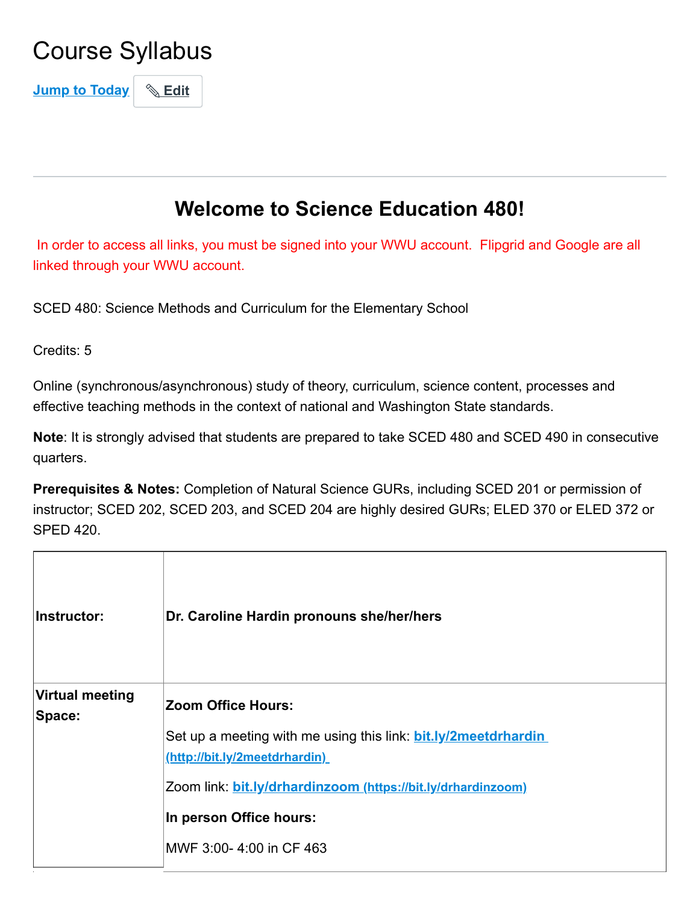# Course Syllabus

Jump to Today | Edit

## Welcome to Science Education 480!

In order to access all links, you must be signed into your WWU account. Flipgrid and Google are all linked through your WWU account.

SCED 480: Science Methods and Curriculum for the Elementary School

Credits: 5

Online (synchronous/asynchronous) study of theory, curriculum, science content, processes and effective teaching methods in the context of national and Washington State standards.

**Note**: It is strongly advised that students are prepared to take SCED 480 and SCED 490 in consecutive quarters.

**Prerequisites & Notes:** Completion of Natural Science GURs, including SCED 201 or permission of instructor; SCED 202, SCED 203, and SCED 204 are highly desired GURs; ELED 370 or ELED 372 or SPED 420.

| | |
|---|---|
| **Instructor:** | **Dr. Caroline Hardin pronouns she/her/hers** |
| **Virtual meeting Space:** | **Zoom Office Hours:**<br><br>Set up a meeting with me using this link: bit.ly/2meetdrhardin (http://bit.ly/2meetdrhardin)<br><br>Zoom link: bit.ly/drhardinzoom (https://bit.ly/drhardinzoom)<br><br>**In person Office hours:**<br><br>MWF 3:00- 4:00 in CF 463 |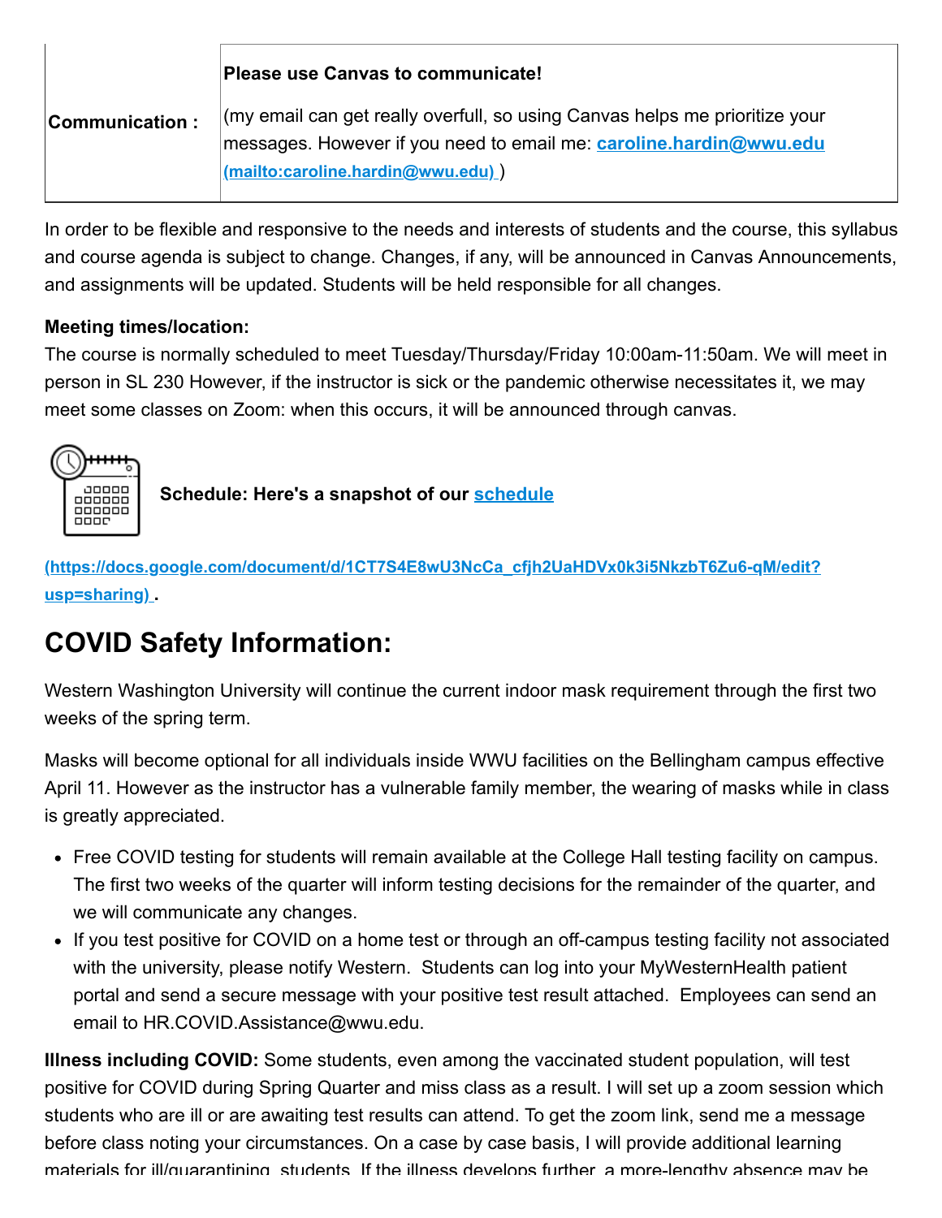| Communication : | **Please use Canvas to communicate!**<br><br>(my email can get really overfull, so using Canvas helps me prioritize your messages. However if you need to email me: **caroline.hardin@wwu.edu (mailto:caroline.hardin@wwu.edu)** ) |
|---|---|

In order to be flexible and responsive to the needs and interests of students and the course, this syllabus and course agenda is subject to change. Changes, if any, will be announced in Canvas Announcements, and assignments will be updated. Students will be held responsible for all changes.

**Meeting times/location:**
The course is normally scheduled to meet Tuesday/Thursday/Friday 10:00am-11:50am. We will meet in person in SL 230 However, if the instructor is sick or the pandemic otherwise necessitates it, we may meet some classes on Zoom: when this occurs, it will be announced through canvas.

**Schedule: Here's a snapshot of our schedule (https://docs.google.com/document/d/1CT7S4E8wU3NcCa_cfjh2UaHDVx0k3i5NkzbT6Zu6-qM/edit?usp=sharing) .**

# COVID Safety Information:

Western Washington University will continue the current indoor mask requirement through the first two weeks of the spring term.

Masks will become optional for all individuals inside WWU facilities on the Bellingham campus effective April 11. However as the instructor has a vulnerable family member, the wearing of masks while in class is greatly appreciated.

- Free COVID testing for students will remain available at the College Hall testing facility on campus. The first two weeks of the quarter will inform testing decisions for the remainder of the quarter, and we will communicate any changes.
- If you test positive for COVID on a home test or through an off-campus testing facility not associated with the university, please notify Western. Students can log into your MyWesternHealth patient portal and send a secure message with your positive test result attached. Employees can send an email to HR.COVID.Assistance@wwu.edu.

**Illness including COVID:** Some students, even among the vaccinated student population, will test positive for COVID during Spring Quarter and miss class as a result. I will set up a zoom session which students who are ill or are awaiting test results can attend. To get the zoom link, send me a message before class noting your circumstances. On a case by case basis, I will provide additional learning materials for ill/quarantining students. If the illness develops further, a more-lengthy absence may be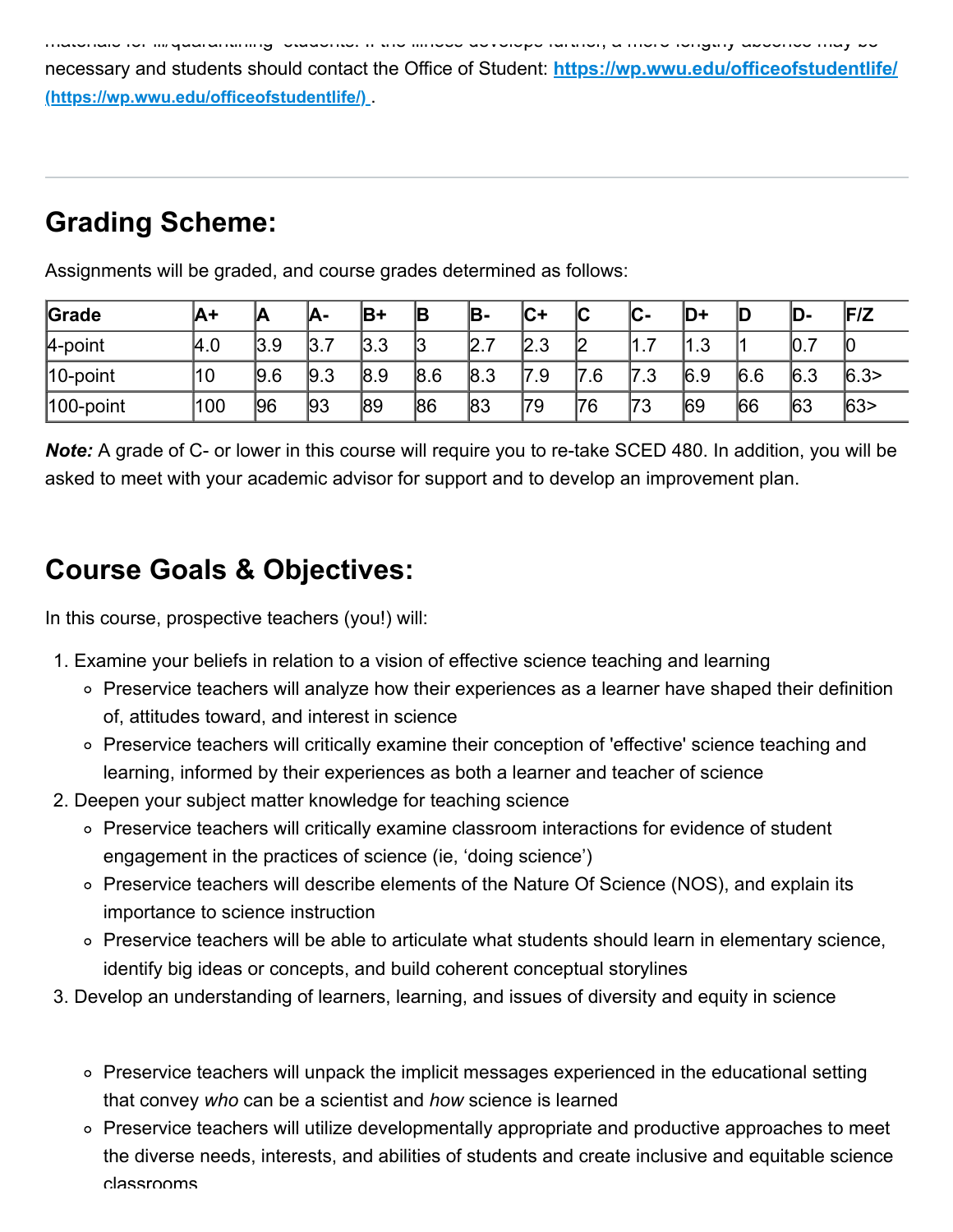materials for ill/quarantining students. If the illness develops further, a more lengthy absence may be necessary and students should contact the Office of Student: **https://wp.wwu.edu/officeofstudentlife/ (https://wp.wwu.edu/officeofstudentlife/)** .

---

## Grading Scheme:

Assignments will be graded, and course grades determined as follows:

| Grade | A+ | A | A- | B+ | B | B- | C+ | C | C- | D+ | D | D- | F/Z |
|---|---|---|---|---|---|---|---|---|---|---|---|---|---|
| 4-point | 4.0 | 3.9 | 3.7 | 3.3 | 3 | 2.7 | 2.3 | 2 | 1.7 | 1.3 | 1 | 0.7 | 0 |
| 10-point | 10 | 9.6 | 9.3 | 8.9 | 8.6 | 8.3 | 7.9 | 7.6 | 7.3 | 6.9 | 6.6 | 6.3 | 6.3> |
| 100-point | 100 | 96 | 93 | 89 | 86 | 83 | 79 | 76 | 73 | 69 | 66 | 63 | 63> |

***Note:*** A grade of C- or lower in this course will require you to re-take SCED 480. In addition, you will be asked to meet with your academic advisor for support and to develop an improvement plan.

## Course Goals & Objectives:

In this course, prospective teachers (you!) will:

1. Examine your beliefs in relation to a vision of effective science teaching and learning
   - Preservice teachers will analyze how their experiences as a learner have shaped their definition of, attitudes toward, and interest in science
   - Preservice teachers will critically examine their conception of 'effective' science teaching and learning, informed by their experiences as both a learner and teacher of science
2. Deepen your subject matter knowledge for teaching science
   - Preservice teachers will critically examine classroom interactions for evidence of student engagement in the practices of science (ie, 'doing science')
   - Preservice teachers will describe elements of the Nature Of Science (NOS), and explain its importance to science instruction
   - Preservice teachers will be able to articulate what students should learn in elementary science, identify big ideas or concepts, and build coherent conceptual storylines
3. Develop an understanding of learners, learning, and issues of diversity and equity in science
   - Preservice teachers will unpack the implicit messages experienced in the educational setting that convey *who* can be a scientist and *how* science is learned
   - Preservice teachers will utilize developmentally appropriate and productive approaches to meet the diverse needs, interests, and abilities of students and create inclusive and equitable science classrooms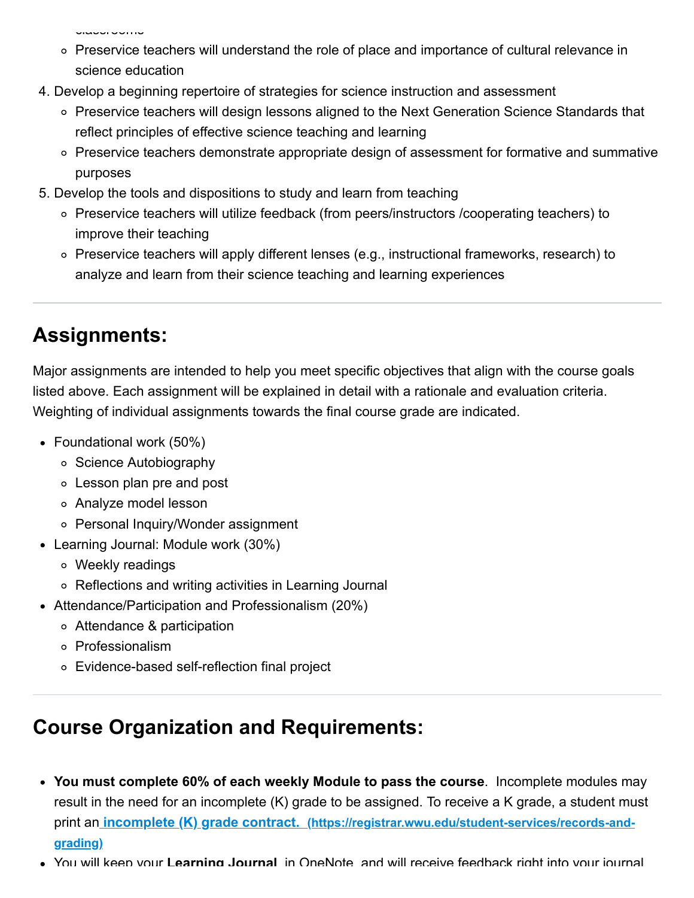classrooms

- Preservice teachers will understand the role of place and importance of cultural relevance in science education

4. Develop a beginning repertoire of strategies for science instruction and assessment
   - Preservice teachers will design lessons aligned to the Next Generation Science Standards that reflect principles of effective science teaching and learning
   - Preservice teachers demonstrate appropriate design of assessment for formative and summative purposes
5. Develop the tools and dispositions to study and learn from teaching
   - Preservice teachers will utilize feedback (from peers/instructors /cooperating teachers) to improve their teaching
   - Preservice teachers will apply different lenses (e.g., instructional frameworks, research) to analyze and learn from their science teaching and learning experiences

---

## Assignments:

Major assignments are intended to help you meet specific objectives that align with the course goals listed above. Each assignment will be explained in detail with a rationale and evaluation criteria. Weighting of individual assignments towards the final course grade are indicated.

- Foundational work (50%)
  - Science Autobiography
  - Lesson plan pre and post
  - Analyze model lesson
  - Personal Inquiry/Wonder assignment
- Learning Journal: Module work (30%)
  - Weekly readings
  - Reflections and writing activities in Learning Journal
- Attendance/Participation and Professionalism (20%)
  - Attendance & participation
  - Professionalism
  - Evidence-based self-reflection final project

---

## Course Organization and Requirements:

- **You must complete 60% of each weekly Module to pass the course**. Incomplete modules may result in the need for an incomplete (K) grade to be assigned. To receive a K grade, a student must print an [incomplete (K) grade contract. (https://registrar.wwu.edu/student-services/records-and-grading)](https://registrar.wwu.edu/student-services/records-and-grading)
- You will keep your **Learning Journal** in OneNote, and will receive feedback right into your journal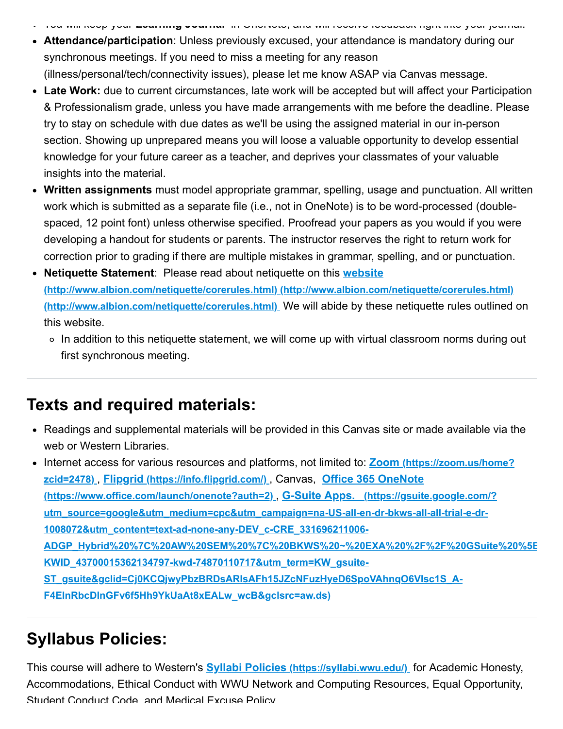- You will keep your **Learning Journal** in OneNote, and will receive feedback right into your journal.
- **Attendance/participation**: Unless previously excused, your attendance is mandatory during our synchronous meetings. If you need to miss a meeting for any reason (illness/personal/tech/connectivity issues), please let me know ASAP via Canvas message.
- **Late Work:** due to current circumstances, late work will be accepted but will affect your Participation & Professionalism grade, unless you have made arrangements with me before the deadline. Please try to stay on schedule with due dates as we'll be using the assigned material in our in-person section. Showing up unprepared means you will loose a valuable opportunity to develop essential knowledge for your future career as a teacher, and deprives your classmates of your valuable insights into the material.
- **Written assignments** must model appropriate grammar, spelling, usage and punctuation. All written work which is submitted as a separate file (i.e., not in OneNote) is to be word-processed (double-spaced, 12 point font) unless otherwise specified. Proofread your papers as you would if you were developing a handout for students or parents. The instructor reserves the right to return work for correction prior to grading if there are multiple mistakes in grammar, spelling, and or punctuation.
- **Netiquette Statement**: Please read about netiquette on this **website (http://www.albion.com/netiquette/corerules.html) (http://www.albion.com/netiquette/corerules.html) (http://www.albion.com/netiquette/corerules.html)** We will abide by these netiquette rules outlined on this website.
  - In addition to this netiquette statement, we will come up with virtual classroom norms during out first synchronous meeting.

## Texts and required materials:

- Readings and supplemental materials will be provided in this Canvas site or made available via the web or Western Libraries.
- Internet access for various resources and platforms, not limited to: **Zoom (https://zoom.us/home?zcid=2478)**, **Flipgrid (https://info.flipgrid.com/)**, Canvas, **Office 365 OneNote (https://www.office.com/launch/onenote?auth=2)**, **G-Suite Apps. (https://gsuite.google.com/?utm_source=google&utm_medium=cpc&utm_campaign=na-US-all-en-dr-bkws-all-all-trial-e-dr-1008072&utm_content=text-ad-none-any-DEV_c-CRE_331696211006-ADGP_Hybrid%20%7C%20AW%20SEM%20%7C%20BKWS%20~%20EXA%20%2F%2F%20GSuite%20%5E KWID_43700015362134797-kwd-74870110717&utm_term=KW_gsuite-ST_gsuite&gclid=Cj0KCQjwyPbzBRDsARIsAFh15JZcNFuzHyeD6SpoVAhnqO6VIsc1S_A-F4ElnRbcDlnGFv6f5Hh9YkUaAt8xEALw_wcB&gclsrc=aw.ds)**

## Syllabus Policies:

This course will adhere to Western's **Syllabi Policies (https://syllabi.wwu.edu/)** for Academic Honesty, Accommodations, Ethical Conduct with WWU Network and Computing Resources, Equal Opportunity, Student Conduct Code, and Medical Excuse Policy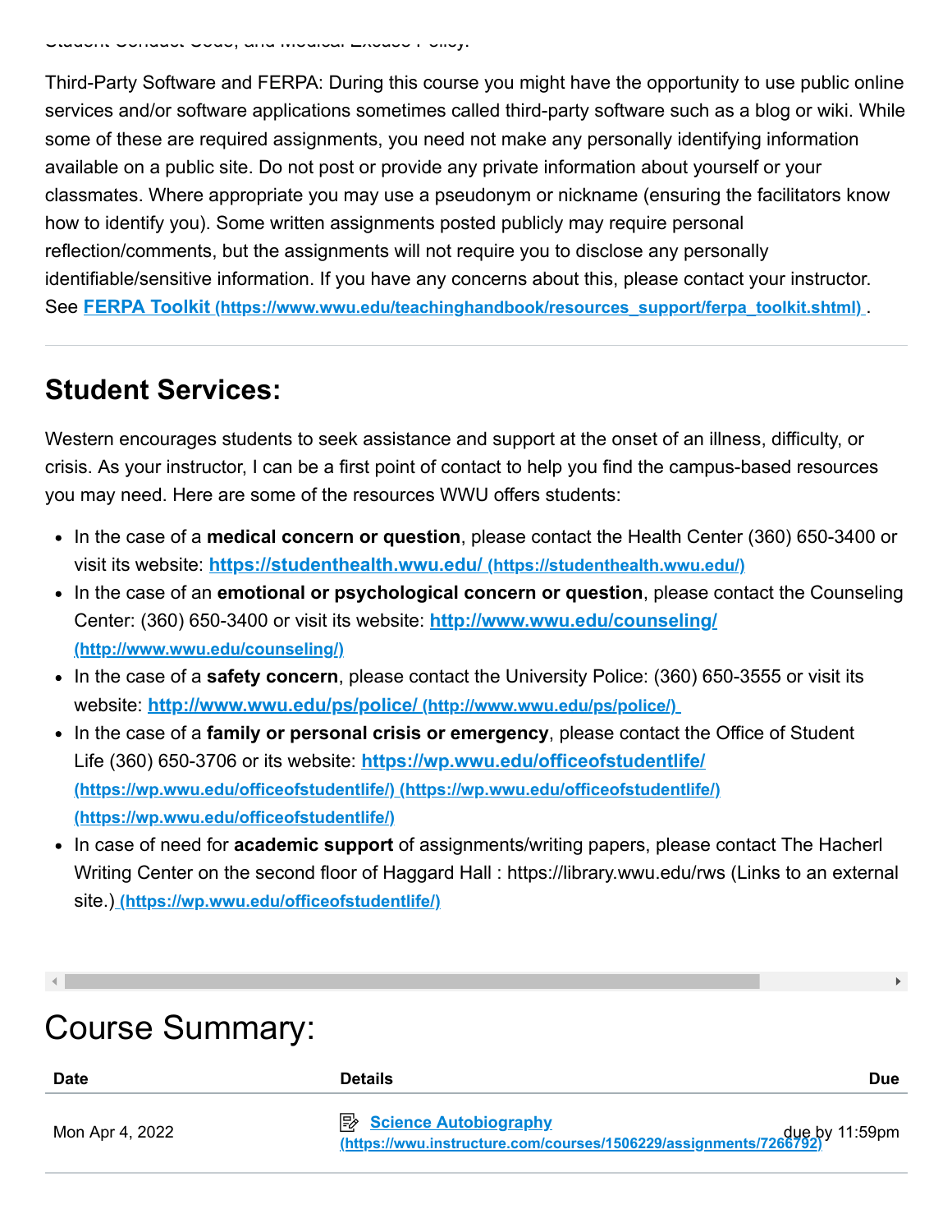Student Conduct Code, and Medical Excuse Policy.

Third-Party Software and FERPA: During this course you might have the opportunity to use public online services and/or software applications sometimes called third-party software such as a blog or wiki. While some of these are required assignments, you need not make any personally identifying information available on a public site. Do not post or provide any private information about yourself or your classmates. Where appropriate you may use a pseudonym or nickname (ensuring the facilitators know how to identify you). Some written assignments posted publicly may require personal reflection/comments, but the assignments will not require you to disclose any personally identifiable/sensitive information. If you have any concerns about this, please contact your instructor. See **FERPA Toolkit (https://www.wwu.edu/teachinghandbook/resources_support/ferpa_toolkit.shtml)**.

## Student Services:

Western encourages students to seek assistance and support at the onset of an illness, difficulty, or crisis. As your instructor, I can be a first point of contact to help you find the campus-based resources you may need. Here are some of the resources WWU offers students:

- In the case of a **medical concern or question**, please contact the Health Center (360) 650-3400 or visit its website: https://studenthealth.wwu.edu/ (https://studenthealth.wwu.edu/)
- In the case of an **emotional or psychological concern or question**, please contact the Counseling Center: (360) 650-3400 or visit its website: http://www.wwu.edu/counseling/ (http://www.wwu.edu/counseling/)
- In the case of a **safety concern**, please contact the University Police: (360) 650-3555 or visit its website: http://www.wwu.edu/ps/police/ (http://www.wwu.edu/ps/police/)
- In the case of a **family or personal crisis or emergency**, please contact the Office of Student Life (360) 650-3706 or its website: https://wp.wwu.edu/officeofstudentlife/ (https://wp.wwu.edu/officeofstudentlife/) (https://wp.wwu.edu/officeofstudentlife/) (https://wp.wwu.edu/officeofstudentlife/)
- In case of need for **academic support** of assignments/writing papers, please contact The Hacherl Writing Center on the second floor of Haggard Hall : https://library.wwu.edu/rws (Links to an external site.) (https://wp.wwu.edu/officeofstudentlife/)

# Course Summary:

| Date | Details | Due |
|---|---|---|
| Mon Apr 4, 2022 | Science Autobiography (https://wwu.instructure.com/courses/1506229/assignments/7266792) | due by 11:59pm |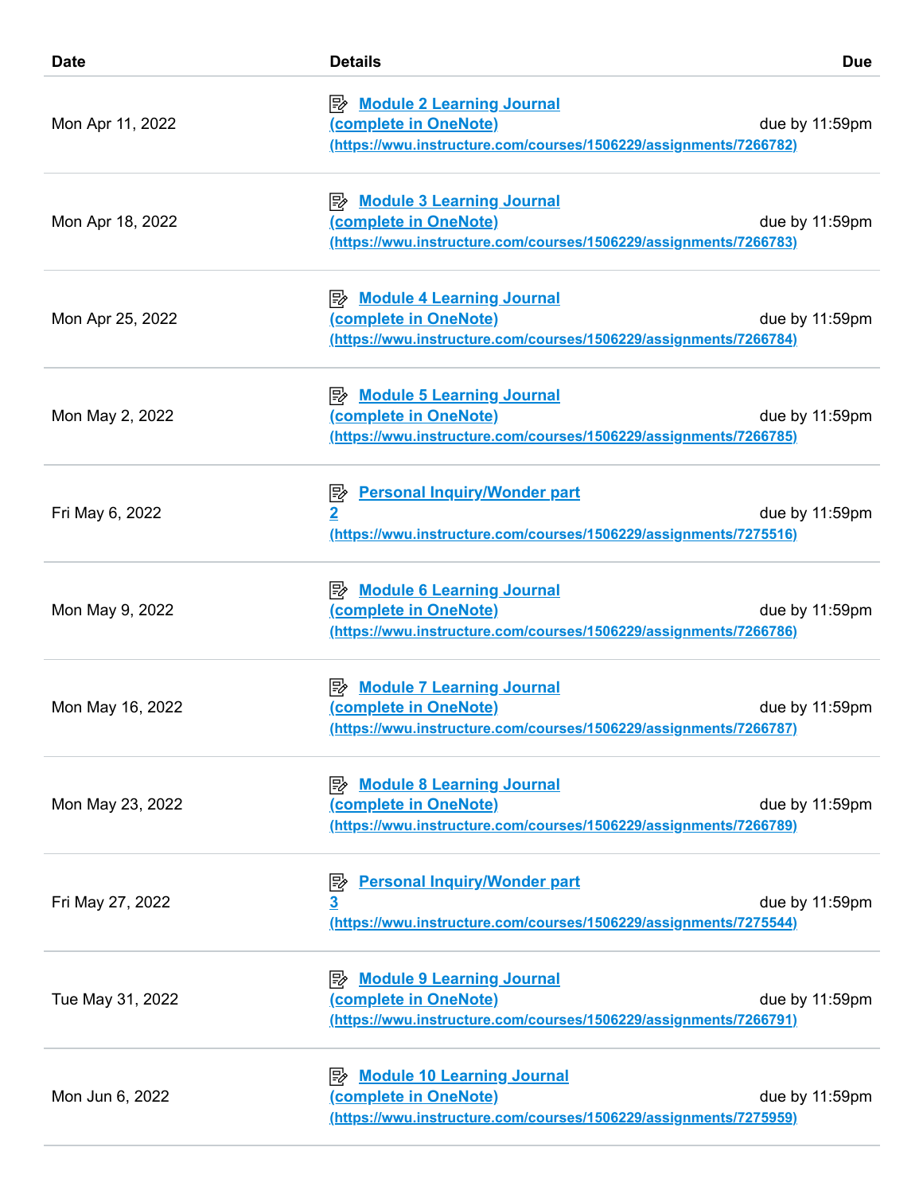| Date | Details | Due |
| --- | --- | --- |
| Mon Apr 11, 2022 | Module 2 Learning Journal (complete in OneNote) (https://wwu.instructure.com/courses/1506229/assignments/7266782) | due by 11:59pm |
| Mon Apr 18, 2022 | Module 3 Learning Journal (complete in OneNote) (https://wwu.instructure.com/courses/1506229/assignments/7266783) | due by 11:59pm |
| Mon Apr 25, 2022 | Module 4 Learning Journal (complete in OneNote) (https://wwu.instructure.com/courses/1506229/assignments/7266784) | due by 11:59pm |
| Mon May 2, 2022 | Module 5 Learning Journal (complete in OneNote) (https://wwu.instructure.com/courses/1506229/assignments/7266785) | due by 11:59pm |
| Fri May 6, 2022 | Personal Inquiry/Wonder part 2 (https://wwu.instructure.com/courses/1506229/assignments/7275516) | due by 11:59pm |
| Mon May 9, 2022 | Module 6 Learning Journal (complete in OneNote) (https://wwu.instructure.com/courses/1506229/assignments/7266786) | due by 11:59pm |
| Mon May 16, 2022 | Module 7 Learning Journal (complete in OneNote) (https://wwu.instructure.com/courses/1506229/assignments/7266787) | due by 11:59pm |
| Mon May 23, 2022 | Module 8 Learning Journal (complete in OneNote) (https://wwu.instructure.com/courses/1506229/assignments/7266789) | due by 11:59pm |
| Fri May 27, 2022 | Personal Inquiry/Wonder part 3 (https://wwu.instructure.com/courses/1506229/assignments/7275544) | due by 11:59pm |
| Tue May 31, 2022 | Module 9 Learning Journal (complete in OneNote) (https://wwu.instructure.com/courses/1506229/assignments/7266791) | due by 11:59pm |
| Mon Jun 6, 2022 | Module 10 Learning Journal (complete in OneNote) (https://wwu.instructure.com/courses/1506229/assignments/7275959) | due by 11:59pm |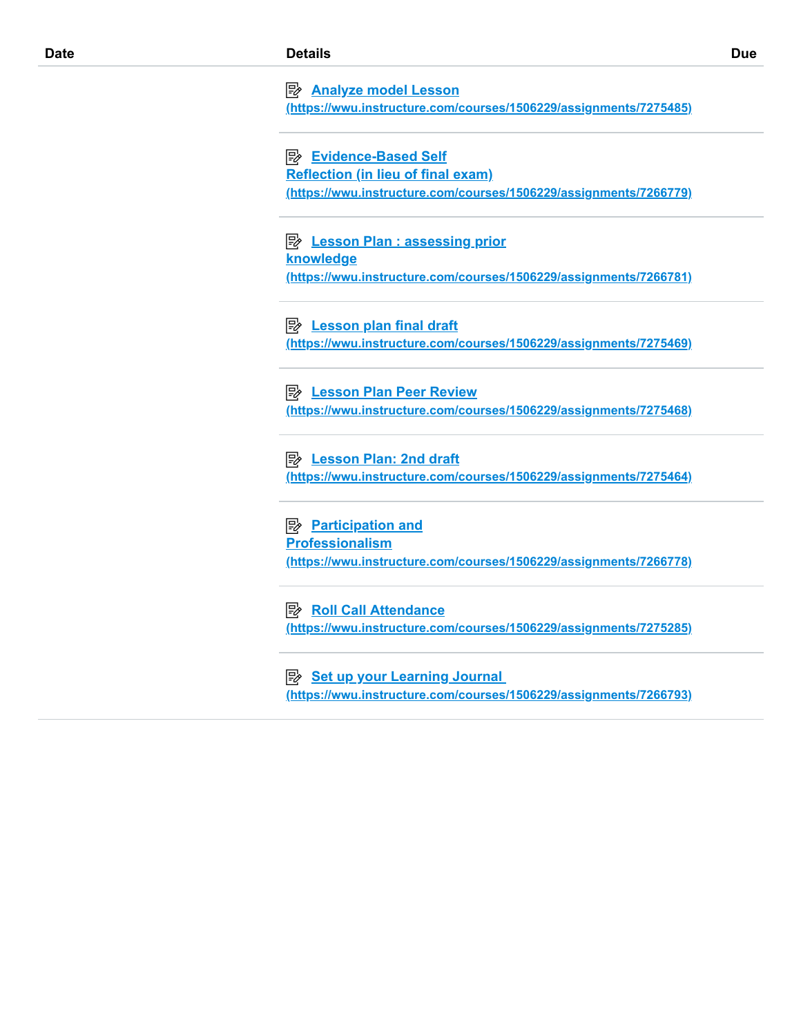| Date | Details | Due |
|---|---|---|
| | Analyze model Lesson (https://wwu.instructure.com/courses/1506229/assignments/7275485) | |
| | Evidence-Based Self Reflection (in lieu of final exam) (https://wwu.instructure.com/courses/1506229/assignments/7266779) | |
| | Lesson Plan : assessing prior knowledge (https://wwu.instructure.com/courses/1506229/assignments/7266781) | |
| | Lesson plan final draft (https://wwu.instructure.com/courses/1506229/assignments/7275469) | |
| | Lesson Plan Peer Review (https://wwu.instructure.com/courses/1506229/assignments/7275468) | |
| | Lesson Plan: 2nd draft (https://wwu.instructure.com/courses/1506229/assignments/7275464) | |
| | Participation and Professionalism (https://wwu.instructure.com/courses/1506229/assignments/7266778) | |
| | Roll Call Attendance (https://wwu.instructure.com/courses/1506229/assignments/7275285) | |
| | Set up your Learning Journal (https://wwu.instructure.com/courses/1506229/assignments/7266793) | |